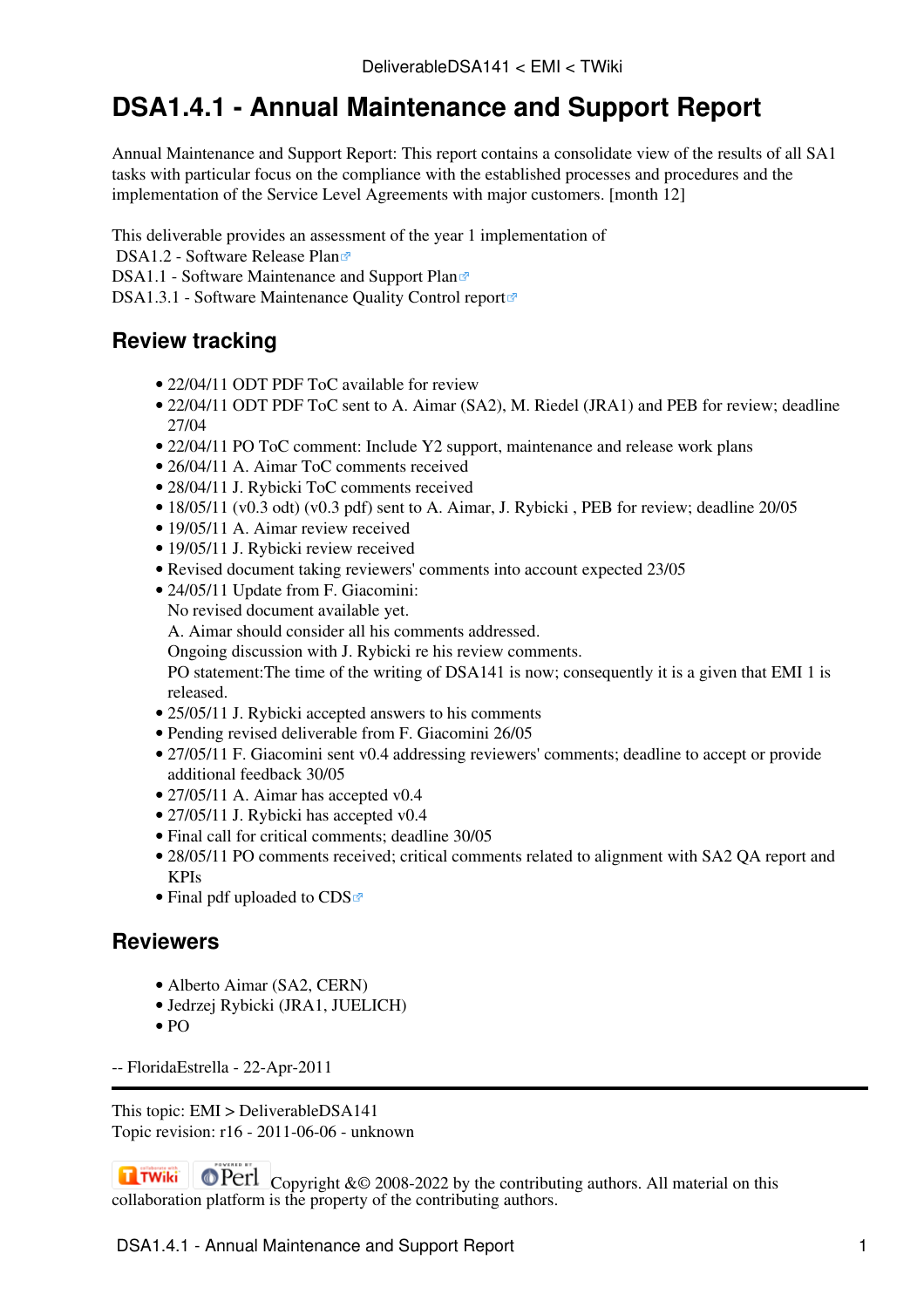# DSA1.4.1 - Annual Maintenance and Support Report

Annual Maintenance and Support Report: This report contains a consolidate view of the results of all SA1 tasks with particular focus on the compliance with the established processes and procedures and the implementation of the Service Level Agreements with major customers. [month 12]

This deliverable provides an assessment of the year 1 implementation of
DSA1.2 - Software Release Plan
DSA1.1 - Software Maintenance and Support Plan
DSA1.3.1 - Software Maintenance Quality Control report

## Review tracking

- 22/04/11 ODT PDF ToC available for review
- 22/04/11 ODT PDF ToC sent to A. Aimar (SA2), M. Riedel (JRA1) and PEB for review; deadline 27/04
- 22/04/11 PO ToC comment: Include Y2 support, maintenance and release work plans
- 26/04/11 A. Aimar ToC comments received
- 28/04/11 J. Rybicki ToC comments received
- 18/05/11 (v0.3 odt) (v0.3 pdf) sent to A. Aimar, J. Rybicki , PEB for review; deadline 20/05
- 19/05/11 A. Aimar review received
- 19/05/11 J. Rybicki review received
- Revised document taking reviewers' comments into account expected 23/05
- 24/05/11 Update from F. Giacomini:
  No revised document available yet.
  A. Aimar should consider all his comments addressed.
  Ongoing discussion with J. Rybicki re his review comments.
  PO statement:The time of the writing of DSA141 is now; consequently it is a given that EMI 1 is released.
- 25/05/11 J. Rybicki accepted answers to his comments
- Pending revised deliverable from F. Giacomini 26/05
- 27/05/11 F. Giacomini sent v0.4 addressing reviewers' comments; deadline to accept or provide additional feedback 30/05
- 27/05/11 A. Aimar has accepted v0.4
- 27/05/11 J. Rybicki has accepted v0.4
- Final call for critical comments; deadline 30/05
- 28/05/11 PO comments received; critical comments related to alignment with SA2 QA report and KPIs
- Final pdf uploaded to CDS

## Reviewers

- Alberto Aimar (SA2, CERN)
- Jedrzej Rybicki (JRA1, JUELICH)
- PO

-- FloridaEstrella - 22-Apr-2011

---

This topic: EMI > DeliverableDSA141
Topic revision: r16 - 2011-06-06 - unknown

Copyright &© 2008-2022 by the contributing authors. All material on this collaboration platform is the property of the contributing authors.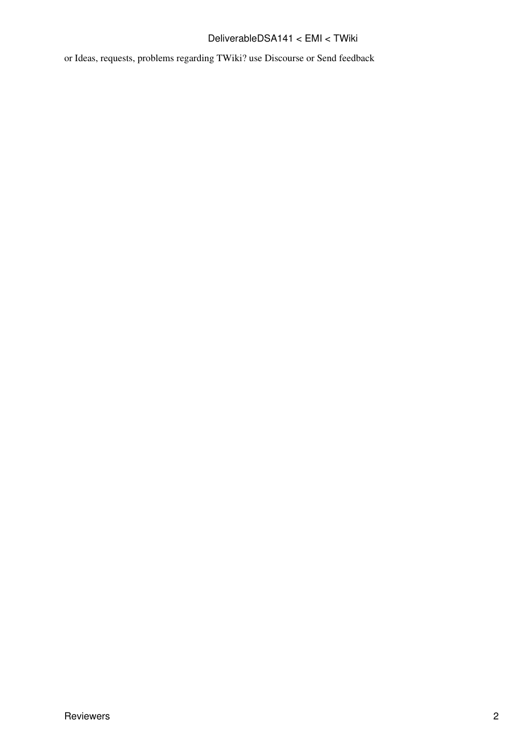or Ideas, requests, problems regarding TWiki? use Discourse or Send feedback